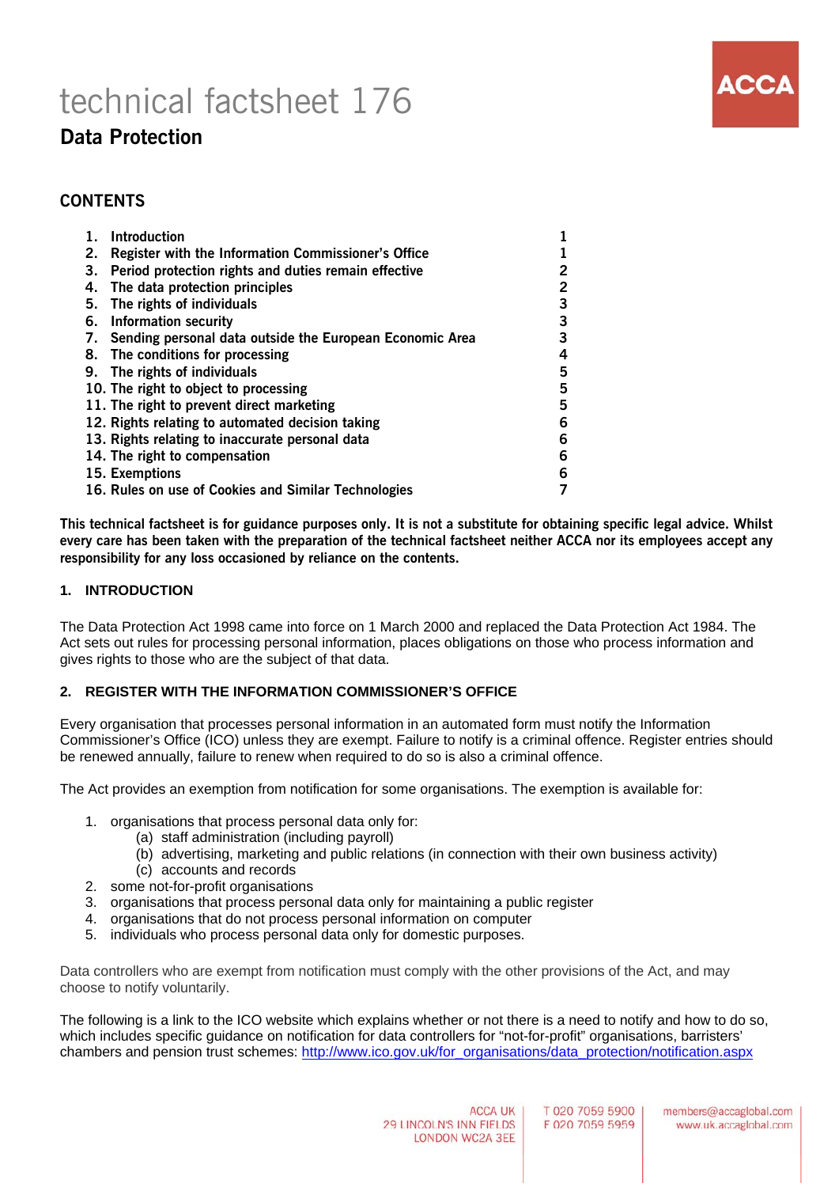# technical factsheet 176

## Data Protection

### CONTENTS

| | | |
|---|---|---|
| 1. | Introduction | 1 |
| 2. | Register with the Information Commissioner's Office | 1 |
| 3. | Period protection rights and duties remain effective | 2 |
| 4. | The data protection principles | 2 |
| 5. | The rights of individuals | 3 |
| 6. | Information security | 3 |
| 7. | Sending personal data outside the European Economic Area | 3 |
| 8. | The conditions for processing | 4 |
| 9. | The rights of individuals | 5 |
| 10. | The right to object to processing | 5 |
| 11. | The right to prevent direct marketing | 5 |
| 12. | Rights relating to automated decision taking | 6 |
| 13. | Rights relating to inaccurate personal data | 6 |
| 14. | The right to compensation | 6 |
| 15. | Exemptions | 6 |
| 16. | Rules on use of Cookies and Similar Technologies | 7 |

**This technical factsheet is for guidance purposes only. It is not a substitute for obtaining specific legal advice. Whilst every care has been taken with the preparation of the technical factsheet neither ACCA nor its employees accept any responsibility for any loss occasioned by reliance on the contents.**

### 1. INTRODUCTION

The Data Protection Act 1998 came into force on 1 March 2000 and replaced the Data Protection Act 1984. The Act sets out rules for processing personal information, places obligations on those who process information and gives rights to those who are the subject of that data.

### 2. REGISTER WITH THE INFORMATION COMMISSIONER'S OFFICE

Every organisation that processes personal information in an automated form must notify the Information Commissioner's Office (ICO) unless they are exempt. Failure to notify is a criminal offence. Register entries should be renewed annually, failure to renew when required to do so is also a criminal offence.

The Act provides an exemption from notification for some organisations. The exemption is available for:

1. organisations that process personal data only for:
   (a) staff administration (including payroll)
   (b) advertising, marketing and public relations (in connection with their own business activity)
   (c) accounts and records
2. some not-for-profit organisations
3. organisations that process personal data only for maintaining a public register
4. organisations that do not process personal information on computer
5. individuals who process personal data only for domestic purposes.

Data controllers who are exempt from notification must comply with the other provisions of the Act, and may choose to notify voluntarily.

The following is a link to the ICO website which explains whether or not there is a need to notify and how to do so, which includes specific guidance on notification for data controllers for "not-for-profit" organisations, barristers' chambers and pension trust schemes: http://www.ico.gov.uk/for_organisations/data_protection/notification.aspx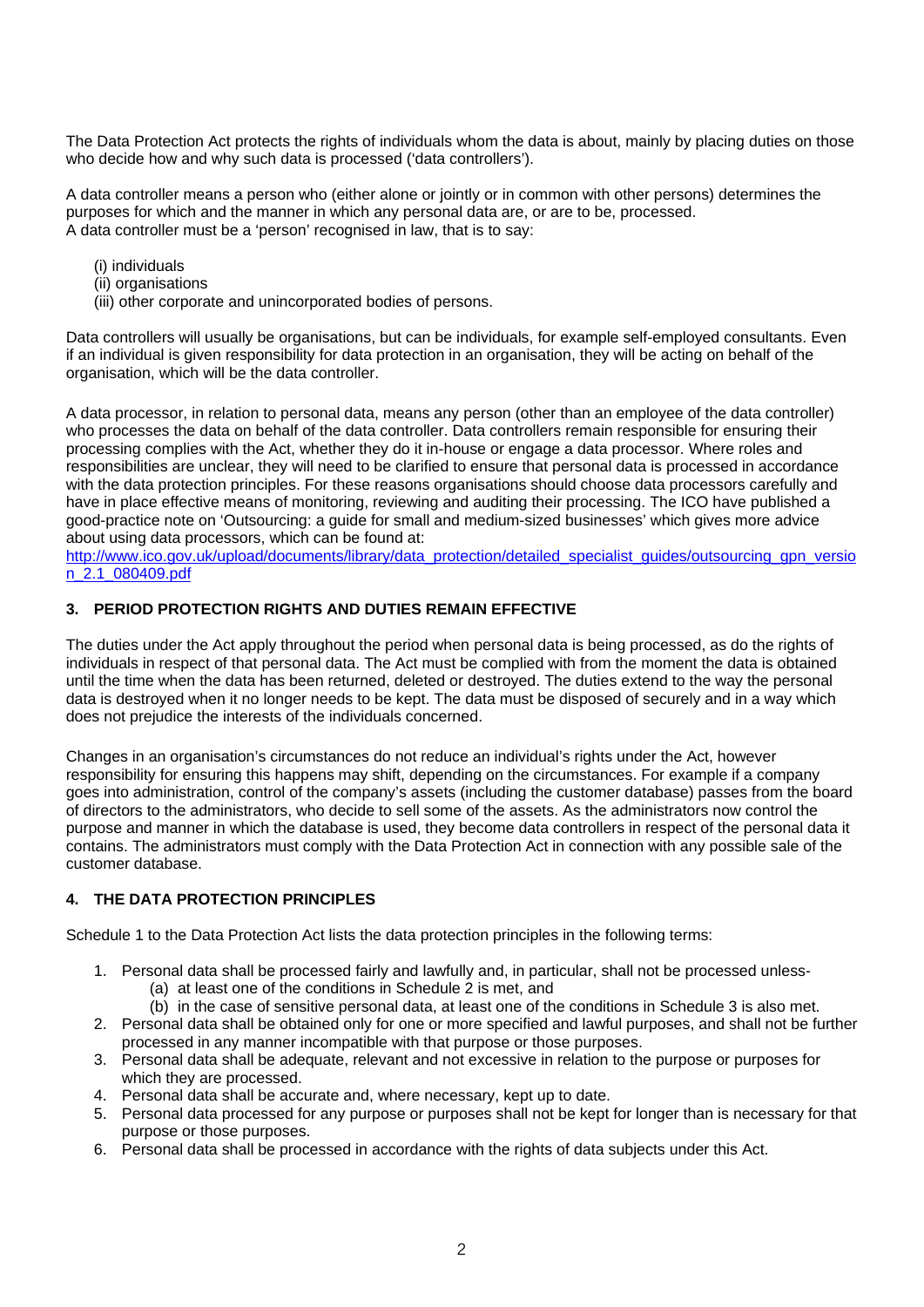The Data Protection Act protects the rights of individuals whom the data is about, mainly by placing duties on those who decide how and why such data is processed ('data controllers').

A data controller means a person who (either alone or jointly or in common with other persons) determines the purposes for which and the manner in which any personal data are, or are to be, processed.
A data controller must be a 'person' recognised in law, that is to say:

(i) individuals
(ii) organisations
(iii) other corporate and unincorporated bodies of persons.

Data controllers will usually be organisations, but can be individuals, for example self-employed consultants. Even if an individual is given responsibility for data protection in an organisation, they will be acting on behalf of the organisation, which will be the data controller.

A data processor, in relation to personal data, means any person (other than an employee of the data controller) who processes the data on behalf of the data controller. Data controllers remain responsible for ensuring their processing complies with the Act, whether they do it in-house or engage a data processor. Where roles and responsibilities are unclear, they will need to be clarified to ensure that personal data is processed in accordance with the data protection principles. For these reasons organisations should choose data processors carefully and have in place effective means of monitoring, reviewing and auditing their processing. The ICO have published a good-practice note on 'Outsourcing: a guide for small and medium-sized businesses' which gives more advice about using data processors, which can be found at:
[http://www.ico.gov.uk/upload/documents/library/data_protection/detailed_specialist_guides/outsourcing_gpn_version_2.1_080409.pdf](http://www.ico.gov.uk/upload/documents/library/data_protection/detailed_specialist_guides/outsourcing_gpn_version_2.1_080409.pdf)

## 3. PERIOD PROTECTION RIGHTS AND DUTIES REMAIN EFFECTIVE

The duties under the Act apply throughout the period when personal data is being processed, as do the rights of individuals in respect of that personal data. The Act must be complied with from the moment the data is obtained until the time when the data has been returned, deleted or destroyed. The duties extend to the way the personal data is destroyed when it no longer needs to be kept. The data must be disposed of securely and in a way which does not prejudice the interests of the individuals concerned.

Changes in an organisation's circumstances do not reduce an individual's rights under the Act, however responsibility for ensuring this happens may shift, depending on the circumstances. For example if a company goes into administration, control of the company's assets (including the customer database) passes from the board of directors to the administrators, who decide to sell some of the assets. As the administrators now control the purpose and manner in which the database is used, they become data controllers in respect of the personal data it contains. The administrators must comply with the Data Protection Act in connection with any possible sale of the customer database.

## 4. THE DATA PROTECTION PRINCIPLES

Schedule 1 to the Data Protection Act lists the data protection principles in the following terms:

1. Personal data shall be processed fairly and lawfully and, in particular, shall not be processed unless-
   (a) at least one of the conditions in Schedule 2 is met, and
   (b) in the case of sensitive personal data, at least one of the conditions in Schedule 3 is also met.
2. Personal data shall be obtained only for one or more specified and lawful purposes, and shall not be further processed in any manner incompatible with that purpose or those purposes.
3. Personal data shall be adequate, relevant and not excessive in relation to the purpose or purposes for which they are processed.
4. Personal data shall be accurate and, where necessary, kept up to date.
5. Personal data processed for any purpose or purposes shall not be kept for longer than is necessary for that purpose or those purposes.
6. Personal data shall be processed in accordance with the rights of data subjects under this Act.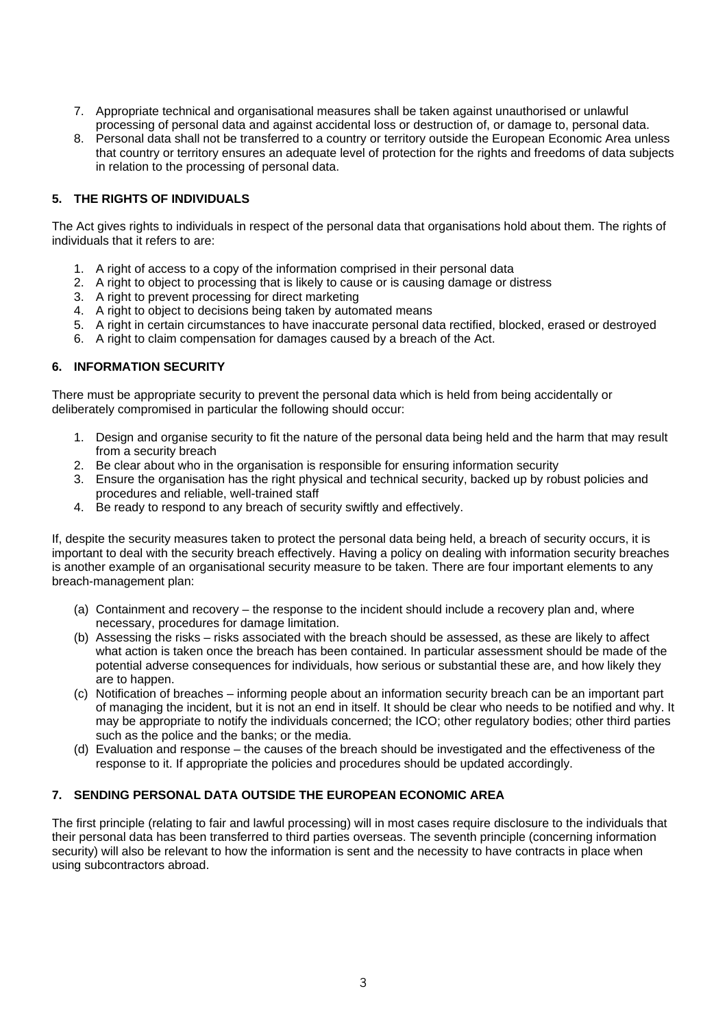7. Appropriate technical and organisational measures shall be taken against unauthorised or unlawful processing of personal data and against accidental loss or destruction of, or damage to, personal data.
8. Personal data shall not be transferred to a country or territory outside the European Economic Area unless that country or territory ensures an adequate level of protection for the rights and freedoms of data subjects in relation to the processing of personal data.

## 5. THE RIGHTS OF INDIVIDUALS

The Act gives rights to individuals in respect of the personal data that organisations hold about them. The rights of individuals that it refers to are:

1. A right of access to a copy of the information comprised in their personal data
2. A right to object to processing that is likely to cause or is causing damage or distress
3. A right to prevent processing for direct marketing
4. A right to object to decisions being taken by automated means
5. A right in certain circumstances to have inaccurate personal data rectified, blocked, erased or destroyed
6. A right to claim compensation for damages caused by a breach of the Act.

## 6. INFORMATION SECURITY

There must be appropriate security to prevent the personal data which is held from being accidentally or deliberately compromised in particular the following should occur:

1. Design and organise security to fit the nature of the personal data being held and the harm that may result from a security breach
2. Be clear about who in the organisation is responsible for ensuring information security
3. Ensure the organisation has the right physical and technical security, backed up by robust policies and procedures and reliable, well-trained staff
4. Be ready to respond to any breach of security swiftly and effectively.

If, despite the security measures taken to protect the personal data being held, a breach of security occurs, it is important to deal with the security breach effectively. Having a policy on dealing with information security breaches is another example of an organisational security measure to be taken. There are four important elements to any breach-management plan:

(a) Containment and recovery – the response to the incident should include a recovery plan and, where necessary, procedures for damage limitation.

(b) Assessing the risks – risks associated with the breach should be assessed, as these are likely to affect what action is taken once the breach has been contained. In particular assessment should be made of the potential adverse consequences for individuals, how serious or substantial these are, and how likely they are to happen.

(c) Notification of breaches – informing people about an information security breach can be an important part of managing the incident, but it is not an end in itself. It should be clear who needs to be notified and why. It may be appropriate to notify the individuals concerned; the ICO; other regulatory bodies; other third parties such as the police and the banks; or the media.

(d) Evaluation and response – the causes of the breach should be investigated and the effectiveness of the response to it. If appropriate the policies and procedures should be updated accordingly.

## 7. SENDING PERSONAL DATA OUTSIDE THE EUROPEAN ECONOMIC AREA

The first principle (relating to fair and lawful processing) will in most cases require disclosure to the individuals that their personal data has been transferred to third parties overseas. The seventh principle (concerning information security) will also be relevant to how the information is sent and the necessity to have contracts in place when using subcontractors abroad.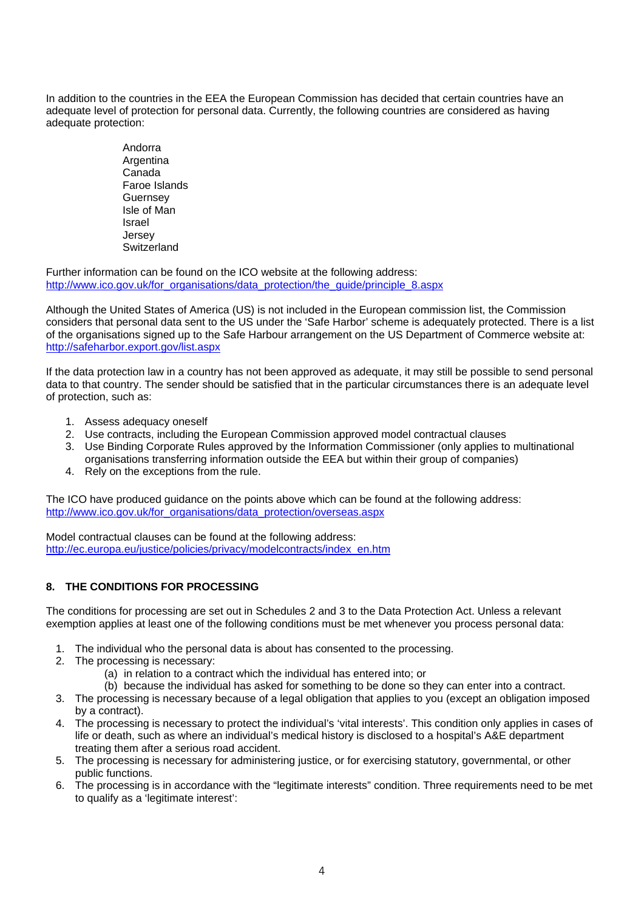In addition to the countries in the EEA the European Commission has decided that certain countries have an adequate level of protection for personal data. Currently, the following countries are considered as having adequate protection:

Andorra
Argentina
Canada
Faroe Islands
Guernsey
Isle of Man
Israel
Jersey
Switzerland

Further information can be found on the ICO website at the following address:
http://www.ico.gov.uk/for_organisations/data_protection/the_guide/principle_8.aspx

Although the United States of America (US) is not included in the European commission list, the Commission considers that personal data sent to the US under the 'Safe Harbor' scheme is adequately protected. There is a list of the organisations signed up to the Safe Harbour arrangement on the US Department of Commerce website at: http://safeharbor.export.gov/list.aspx

If the data protection law in a country has not been approved as adequate, it may still be possible to send personal data to that country. The sender should be satisfied that in the particular circumstances there is an adequate level of protection, such as:

1. Assess adequacy oneself
2. Use contracts, including the European Commission approved model contractual clauses
3. Use Binding Corporate Rules approved by the Information Commissioner (only applies to multinational organisations transferring information outside the EEA but within their group of companies)
4. Rely on the exceptions from the rule.

The ICO have produced guidance on the points above which can be found at the following address: http://www.ico.gov.uk/for_organisations/data_protection/overseas.aspx

Model contractual clauses can be found at the following address:
http://ec.europa.eu/justice/policies/privacy/modelcontracts/index_en.htm

## 8. THE CONDITIONS FOR PROCESSING

The conditions for processing are set out in Schedules 2 and 3 to the Data Protection Act. Unless a relevant exemption applies at least one of the following conditions must be met whenever you process personal data:

1. The individual who the personal data is about has consented to the processing.
2. The processing is necessary:
   (a) in relation to a contract which the individual has entered into; or
   (b) because the individual has asked for something to be done so they can enter into a contract.
3. The processing is necessary because of a legal obligation that applies to you (except an obligation imposed by a contract).
4. The processing is necessary to protect the individual's 'vital interests'. This condition only applies in cases of life or death, such as where an individual's medical history is disclosed to a hospital's A&E department treating them after a serious road accident.
5. The processing is necessary for administering justice, or for exercising statutory, governmental, or other public functions.
6. The processing is in accordance with the "legitimate interests" condition. Three requirements need to be met to qualify as a 'legitimate interest':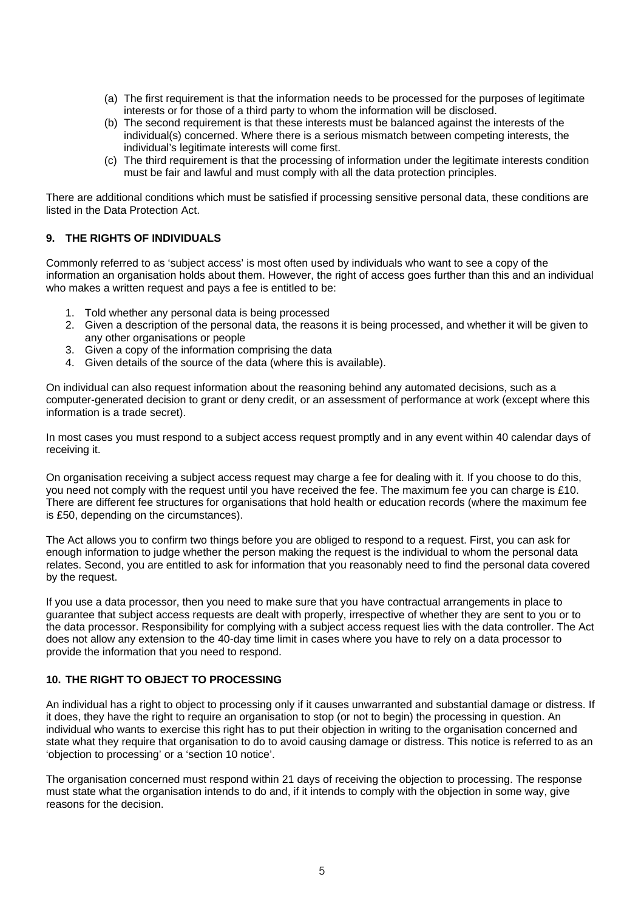(a) The first requirement is that the information needs to be processed for the purposes of legitimate interests or for those of a third party to whom the information will be disclosed.
(b) The second requirement is that these interests must be balanced against the interests of the individual(s) concerned. Where there is a serious mismatch between competing interests, the individual's legitimate interests will come first.
(c) The third requirement is that the processing of information under the legitimate interests condition must be fair and lawful and must comply with all the data protection principles.

There are additional conditions which must be satisfied if processing sensitive personal data, these conditions are listed in the Data Protection Act.

## 9. THE RIGHTS OF INDIVIDUALS

Commonly referred to as 'subject access' is most often used by individuals who want to see a copy of the information an organisation holds about them. However, the right of access goes further than this and an individual who makes a written request and pays a fee is entitled to be:

1. Told whether any personal data is being processed
2. Given a description of the personal data, the reasons it is being processed, and whether it will be given to any other organisations or people
3. Given a copy of the information comprising the data
4. Given details of the source of the data (where this is available).

On individual can also request information about the reasoning behind any automated decisions, such as a computer-generated decision to grant or deny credit, or an assessment of performance at work (except where this information is a trade secret).

In most cases you must respond to a subject access request promptly and in any event within 40 calendar days of receiving it.

On organisation receiving a subject access request may charge a fee for dealing with it. If you choose to do this, you need not comply with the request until you have received the fee. The maximum fee you can charge is £10. There are different fee structures for organisations that hold health or education records (where the maximum fee is £50, depending on the circumstances).

The Act allows you to confirm two things before you are obliged to respond to a request. First, you can ask for enough information to judge whether the person making the request is the individual to whom the personal data relates. Second, you are entitled to ask for information that you reasonably need to find the personal data covered by the request.

If you use a data processor, then you need to make sure that you have contractual arrangements in place to guarantee that subject access requests are dealt with properly, irrespective of whether they are sent to you or to the data processor. Responsibility for complying with a subject access request lies with the data controller. The Act does not allow any extension to the 40-day time limit in cases where you have to rely on a data processor to provide the information that you need to respond.

## 10. THE RIGHT TO OBJECT TO PROCESSING

An individual has a right to object to processing only if it causes unwarranted and substantial damage or distress. If it does, they have the right to require an organisation to stop (or not to begin) the processing in question. An individual who wants to exercise this right has to put their objection in writing to the organisation concerned and state what they require that organisation to do to avoid causing damage or distress. This notice is referred to as an 'objection to processing' or a 'section 10 notice'.

The organisation concerned must respond within 21 days of receiving the objection to processing. The response must state what the organisation intends to do and, if it intends to comply with the objection in some way, give reasons for the decision.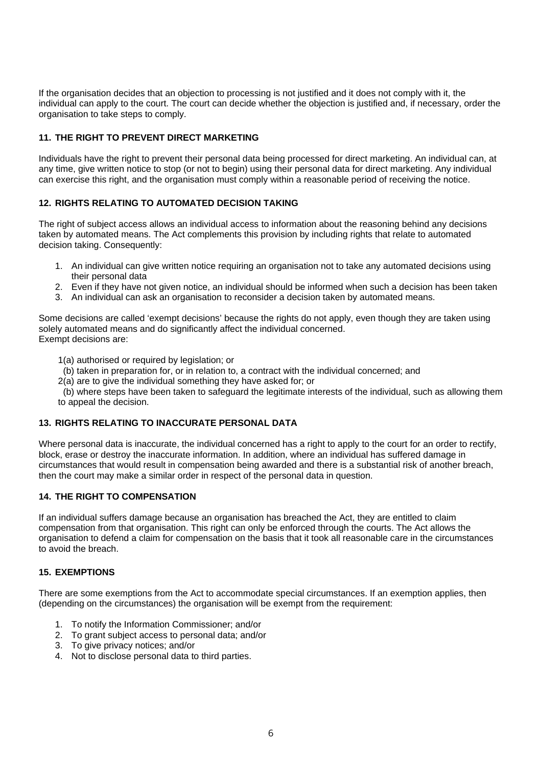If the organisation decides that an objection to processing is not justified and it does not comply with it, the individual can apply to the court. The court can decide whether the objection is justified and, if necessary, order the organisation to take steps to comply.

## 11. THE RIGHT TO PREVENT DIRECT MARKETING

Individuals have the right to prevent their personal data being processed for direct marketing. An individual can, at any time, give written notice to stop (or not to begin) using their personal data for direct marketing. Any individual can exercise this right, and the organisation must comply within a reasonable period of receiving the notice.

## 12. RIGHTS RELATING TO AUTOMATED DECISION TAKING

The right of subject access allows an individual access to information about the reasoning behind any decisions taken by automated means. The Act complements this provision by including rights that relate to automated decision taking. Consequently:

1. An individual can give written notice requiring an organisation not to take any automated decisions using their personal data
2. Even if they have not given notice, an individual should be informed when such a decision has been taken
3. An individual can ask an organisation to reconsider a decision taken by automated means.

Some decisions are called 'exempt decisions' because the rights do not apply, even though they are taken using solely automated means and do significantly affect the individual concerned.
Exempt decisions are:

1(a) authorised or required by legislation; or
  (b) taken in preparation for, or in relation to, a contract with the individual concerned; and
2(a) are to give the individual something they have asked for; or
  (b) where steps have been taken to safeguard the legitimate interests of the individual, such as allowing them to appeal the decision.

## 13. RIGHTS RELATING TO INACCURATE PERSONAL DATA

Where personal data is inaccurate, the individual concerned has a right to apply to the court for an order to rectify, block, erase or destroy the inaccurate information. In addition, where an individual has suffered damage in circumstances that would result in compensation being awarded and there is a substantial risk of another breach, then the court may make a similar order in respect of the personal data in question.

## 14. THE RIGHT TO COMPENSATION

If an individual suffers damage because an organisation has breached the Act, they are entitled to claim compensation from that organisation. This right can only be enforced through the courts. The Act allows the organisation to defend a claim for compensation on the basis that it took all reasonable care in the circumstances to avoid the breach.

## 15. EXEMPTIONS

There are some exemptions from the Act to accommodate special circumstances. If an exemption applies, then (depending on the circumstances) the organisation will be exempt from the requirement:

1. To notify the Information Commissioner; and/or
2. To grant subject access to personal data; and/or
3. To give privacy notices; and/or
4. Not to disclose personal data to third parties.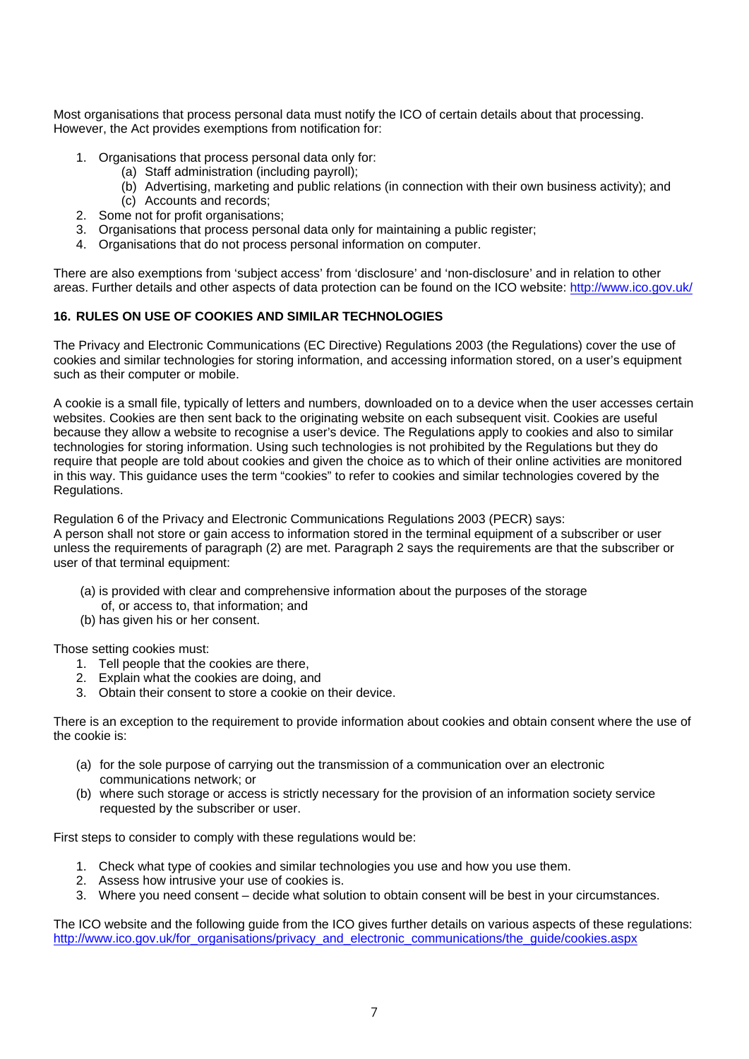Most organisations that process personal data must notify the ICO of certain details about that processing. However, the Act provides exemptions from notification for:

1. Organisations that process personal data only for:
   (a) Staff administration (including payroll);
   (b) Advertising, marketing and public relations (in connection with their own business activity); and
   (c) Accounts and records;
2. Some not for profit organisations;
3. Organisations that process personal data only for maintaining a public register;
4. Organisations that do not process personal information on computer.

There are also exemptions from 'subject access' from 'disclosure' and 'non-disclosure' and in relation to other areas. Further details and other aspects of data protection can be found on the ICO website: http://www.ico.gov.uk/

## 16. RULES ON USE OF COOKIES AND SIMILAR TECHNOLOGIES

The Privacy and Electronic Communications (EC Directive) Regulations 2003 (the Regulations) cover the use of cookies and similar technologies for storing information, and accessing information stored, on a user's equipment such as their computer or mobile.

A cookie is a small file, typically of letters and numbers, downloaded on to a device when the user accesses certain websites. Cookies are then sent back to the originating website on each subsequent visit. Cookies are useful because they allow a website to recognise a user's device. The Regulations apply to cookies and also to similar technologies for storing information. Using such technologies is not prohibited by the Regulations but they do require that people are told about cookies and given the choice as to which of their online activities are monitored in this way. This guidance uses the term "cookies" to refer to cookies and similar technologies covered by the Regulations.

Regulation 6 of the Privacy and Electronic Communications Regulations 2003 (PECR) says:
A person shall not store or gain access to information stored in the terminal equipment of a subscriber or user unless the requirements of paragraph (2) are met. Paragraph 2 says the requirements are that the subscriber or user of that terminal equipment:

(a) is provided with clear and comprehensive information about the purposes of the storage of, or access to, that information; and
(b) has given his or her consent.

Those setting cookies must:

1. Tell people that the cookies are there,
2. Explain what the cookies are doing, and
3. Obtain their consent to store a cookie on their device.

There is an exception to the requirement to provide information about cookies and obtain consent where the use of the cookie is:

(a) for the sole purpose of carrying out the transmission of a communication over an electronic communications network; or
(b) where such storage or access is strictly necessary for the provision of an information society service requested by the subscriber or user.

First steps to consider to comply with these regulations would be:

1. Check what type of cookies and similar technologies you use and how you use them.
2. Assess how intrusive your use of cookies is.
3. Where you need consent – decide what solution to obtain consent will be best in your circumstances.

The ICO website and the following guide from the ICO gives further details on various aspects of these regulations:
http://www.ico.gov.uk/for_organisations/privacy_and_electronic_communications/the_guide/cookies.aspx